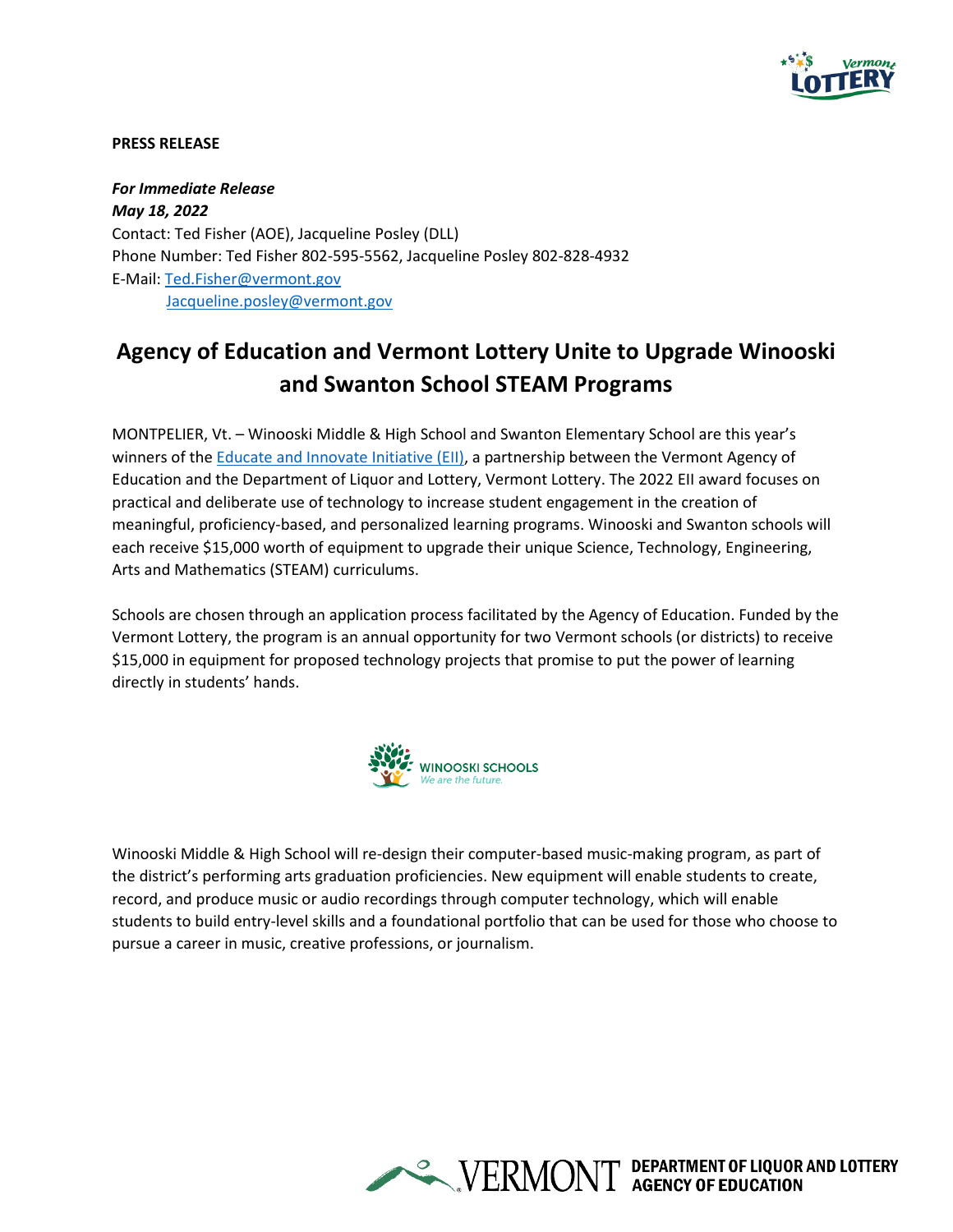**PRESS RELEASE**

***For Immediate Release***
***May 18, 2022***
Contact: Ted Fisher (AOE), Jacqueline Posley (DLL)
Phone Number: Ted Fisher 802-595-5562, Jacqueline Posley 802-828-4932
E-Mail: Ted.Fisher@vermont.gov
Jacqueline.posley@vermont.gov

# Agency of Education and Vermont Lottery Unite to Upgrade Winooski and Swanton School STEAM Programs

MONTPELIER, Vt. – Winooski Middle & High School and Swanton Elementary School are this year's winners of the Educate and Innovate Initiative (EII), a partnership between the Vermont Agency of Education and the Department of Liquor and Lottery, Vermont Lottery. The 2022 EII award focuses on practical and deliberate use of technology to increase student engagement in the creation of meaningful, proficiency-based, and personalized learning programs. Winooski and Swanton schools will each receive $15,000 worth of equipment to upgrade their unique Science, Technology, Engineering, Arts and Mathematics (STEAM) curriculums.

Schools are chosen through an application process facilitated by the Agency of Education. Funded by the Vermont Lottery, the program is an annual opportunity for two Vermont schools (or districts) to receive $15,000 in equipment for proposed technology projects that promise to put the power of learning directly in students' hands.

Winooski Middle & High School will re-design their computer-based music-making program, as part of the district's performing arts graduation proficiencies. New equipment will enable students to create, record, and produce music or audio recordings through computer technology, which will enable students to build entry-level skills and a foundational portfolio that can be used for those who choose to pursue a career in music, creative professions, or journalism.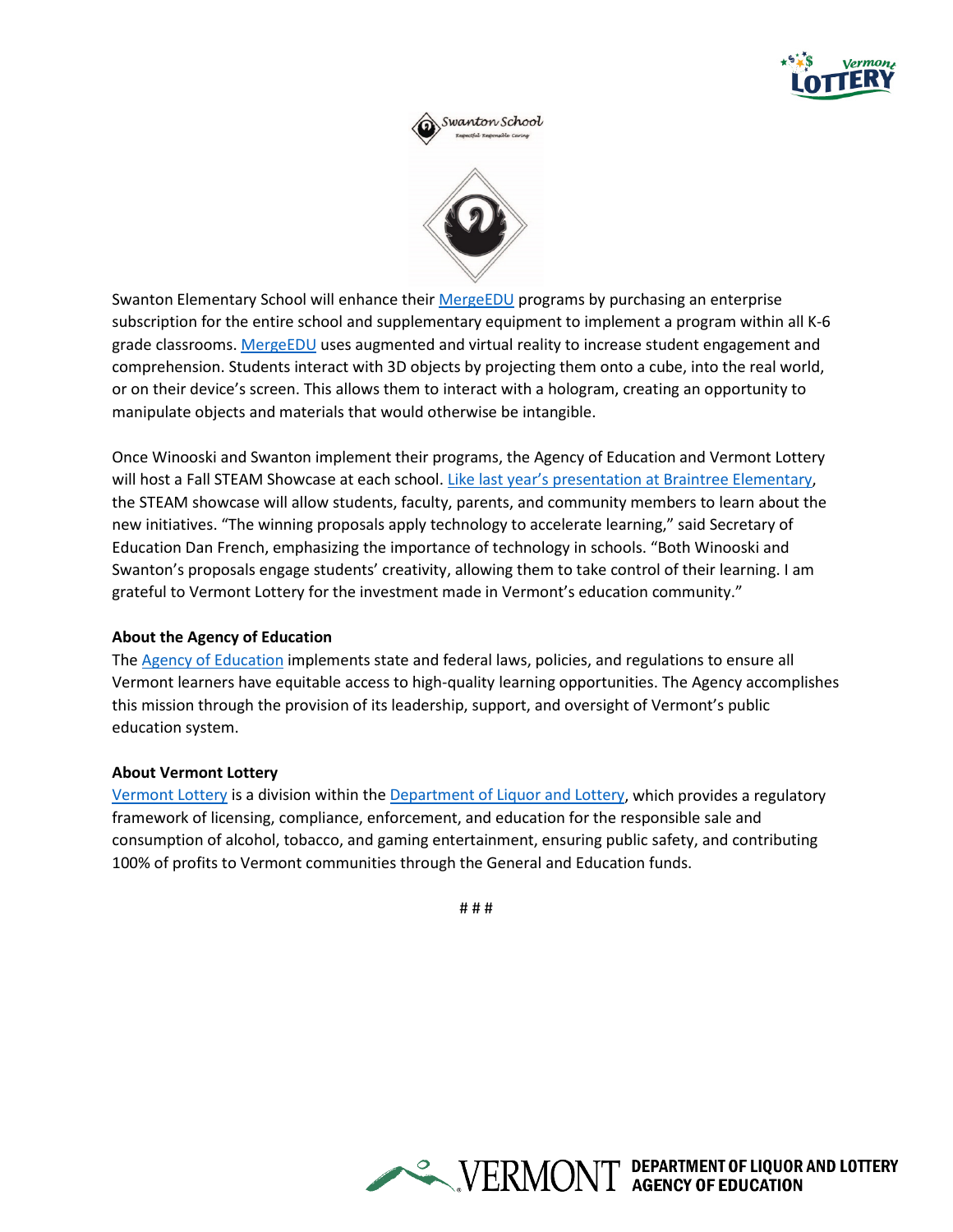Swanton Elementary School will enhance their MergeEDU programs by purchasing an enterprise subscription for the entire school and supplementary equipment to implement a program within all K-6 grade classrooms. MergeEDU uses augmented and virtual reality to increase student engagement and comprehension. Students interact with 3D objects by projecting them onto a cube, into the real world, or on their device's screen. This allows them to interact with a hologram, creating an opportunity to manipulate objects and materials that would otherwise be intangible.

Once Winooski and Swanton implement their programs, the Agency of Education and Vermont Lottery will host a Fall STEAM Showcase at each school. Like last year's presentation at Braintree Elementary, the STEAM showcase will allow students, faculty, parents, and community members to learn about the new initiatives. "The winning proposals apply technology to accelerate learning," said Secretary of Education Dan French, emphasizing the importance of technology in schools. "Both Winooski and Swanton's proposals engage students' creativity, allowing them to take control of their learning. I am grateful to Vermont Lottery for the investment made in Vermont's education community."

**About the Agency of Education**

The Agency of Education implements state and federal laws, policies, and regulations to ensure all Vermont learners have equitable access to high-quality learning opportunities. The Agency accomplishes this mission through the provision of its leadership, support, and oversight of Vermont's public education system.

**About Vermont Lottery**

Vermont Lottery is a division within the Department of Liquor and Lottery, which provides a regulatory framework of licensing, compliance, enforcement, and education for the responsible sale and consumption of alcohol, tobacco, and gaming entertainment, ensuring public safety, and contributing 100% of profits to Vermont communities through the General and Education funds.

# # #